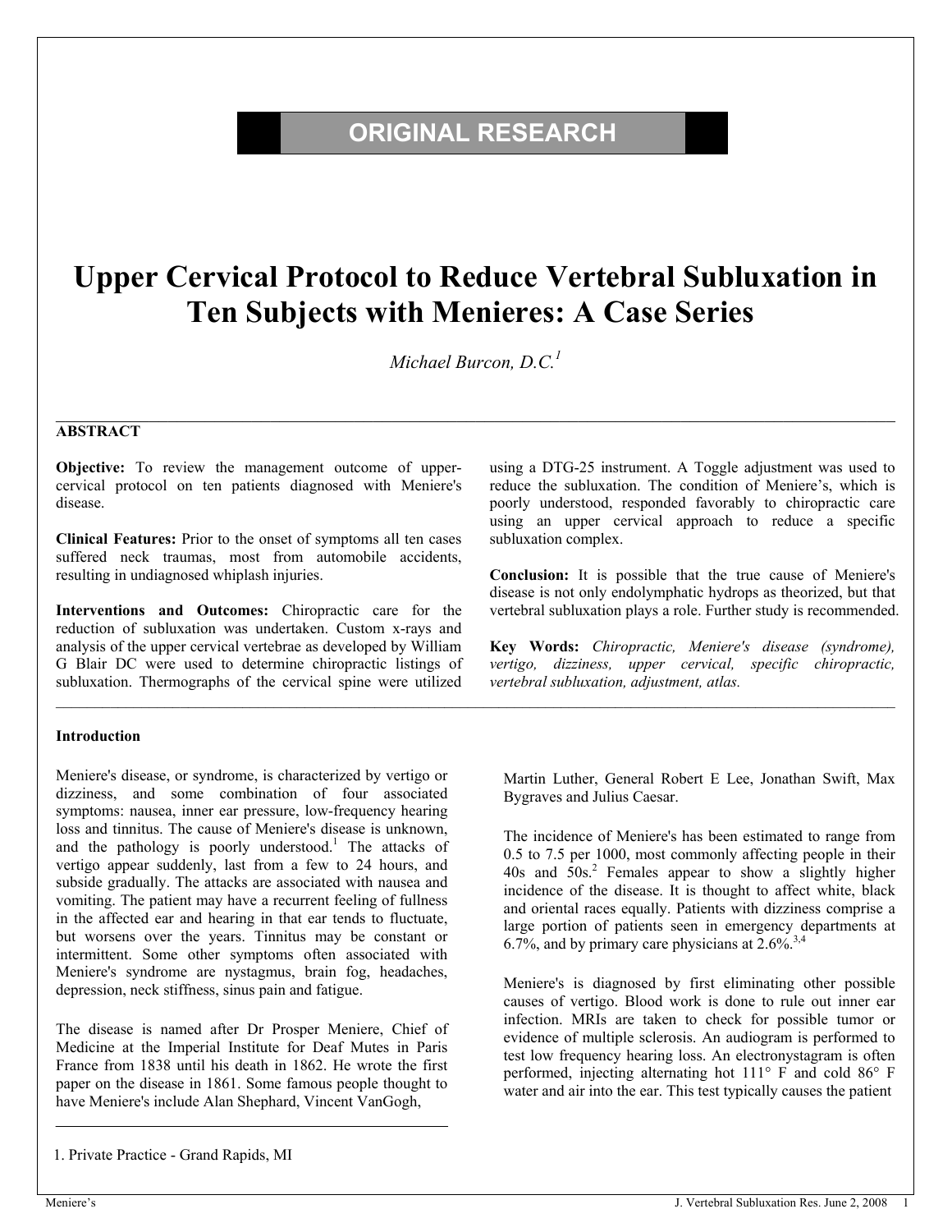ORIGINAL RESEARCH

# Upper Cervical Protocol to Reduce Vertebral Subluxation in Ten Subjects with Menieres: A Case Series

*Michael Burcon, D.C.*[1]

## ABSTRACT

**Objective:** To review the management outcome of upper-cervical protocol on ten patients diagnosed with Meniere's disease.

**Clinical Features:** Prior to the onset of symptoms all ten cases suffered neck traumas, most from automobile accidents, resulting in undiagnosed whiplash injuries.

**Interventions and Outcomes:** Chiropractic care for the reduction of subluxation was undertaken. Custom x-rays and analysis of the upper cervical vertebrae as developed by William G Blair DC were used to determine chiropractic listings of subluxation. Thermographs of the cervical spine were utilized using a DTG-25 instrument. A Toggle adjustment was used to reduce the subluxation. The condition of Meniere's, which is poorly understood, responded favorably to chiropractic care using an upper cervical approach to reduce a specific subluxation complex.

**Conclusion:** It is possible that the true cause of Meniere's disease is not only endolymphatic hydrops as theorized, but that vertebral subluxation plays a role. Further study is recommended.

**Key Words:** *Chiropractic, Meniere's disease (syndrome), vertigo, dizziness, upper cervical, specific chiropractic, vertebral subluxation, adjustment, atlas.*

## Introduction

Meniere's disease, or syndrome, is characterized by vertigo or dizziness, and some combination of four associated symptoms: nausea, inner ear pressure, low-frequency hearing loss and tinnitus. The cause of Meniere's disease is unknown, and the pathology is poorly understood.[1] The attacks of vertigo appear suddenly, last from a few to 24 hours, and subside gradually. The attacks are associated with nausea and vomiting. The patient may have a recurrent feeling of fullness in the affected ear and hearing in that ear tends to fluctuate, but worsens over the years. Tinnitus may be constant or intermittent. Some other symptoms often associated with Meniere's syndrome are nystagmus, brain fog, headaches, depression, neck stiffness, sinus pain and fatigue.

The disease is named after Dr Prosper Meniere, Chief of Medicine at the Imperial Institute for Deaf Mutes in Paris France from 1838 until his death in 1862. He wrote the first paper on the disease in 1861. Some famous people thought to have Meniere's include Alan Shephard, Vincent VanGogh, Martin Luther, General Robert E Lee, Jonathan Swift, Max Bygraves and Julius Caesar.

The incidence of Meniere's has been estimated to range from 0.5 to 7.5 per 1000, most commonly affecting people in their 40s and 50s.[2] Females appear to show a slightly higher incidence of the disease. It is thought to affect white, black and oriental races equally. Patients with dizziness comprise a large portion of patients seen in emergency departments at 6.7%, and by primary care physicians at 2.6%.[3,4]

Meniere's is diagnosed by first eliminating other possible causes of vertigo. Blood work is done to rule out inner ear infection. MRIs are taken to check for possible tumor or evidence of multiple sclerosis. An audiogram is performed to test low frequency hearing loss. An electronystagram is often performed, injecting alternating hot 111° F and cold 86° F water and air into the ear. This test typically causes the patient

1. Private Practice - Grand Rapids, MI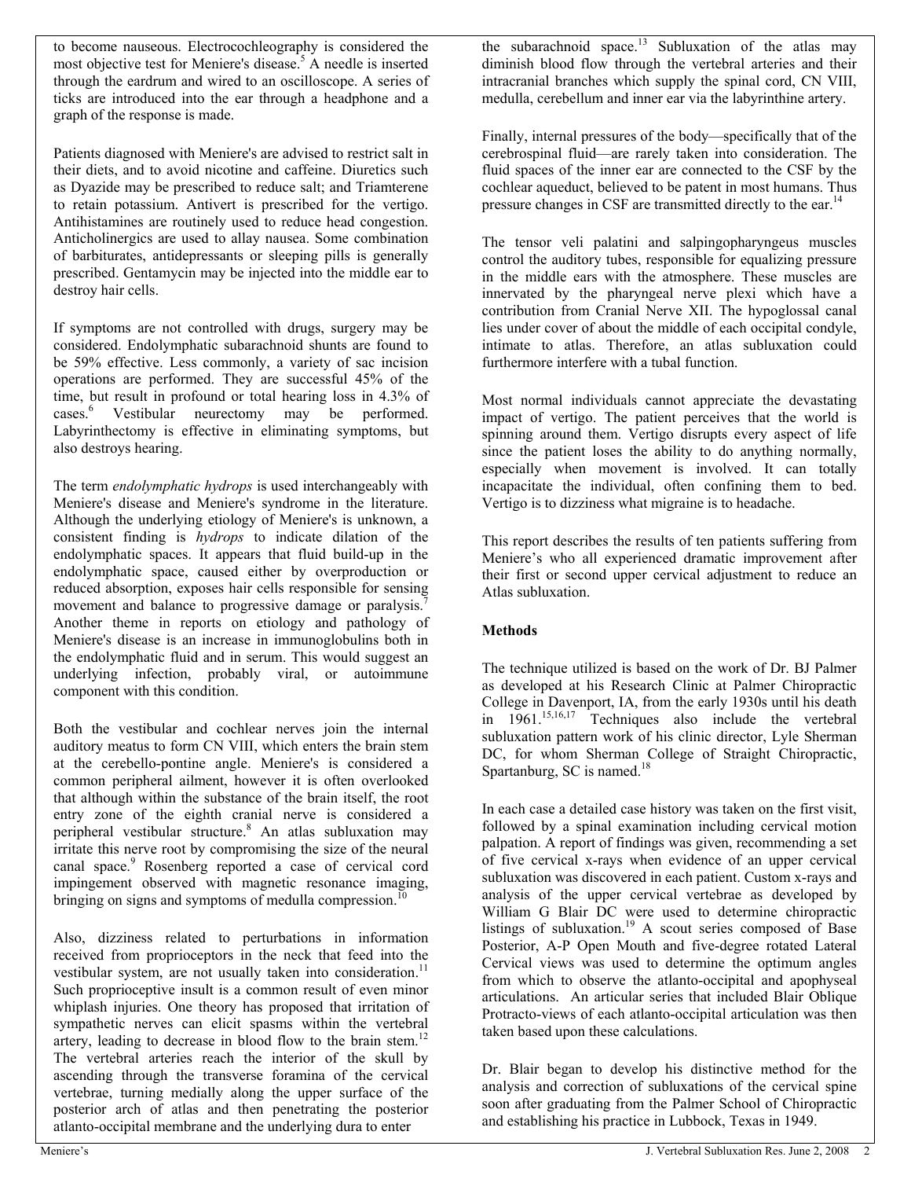to become nauseous. Electrocochleography is considered the most objective test for Meniere's disease.[5] A needle is inserted through the eardrum and wired to an oscilloscope. A series of ticks are introduced into the ear through a headphone and a graph of the response is made.

Patients diagnosed with Meniere's are advised to restrict salt in their diets, and to avoid nicotine and caffeine. Diuretics such as Dyazide may be prescribed to reduce salt; and Triamterene to retain potassium. Antivert is prescribed for the vertigo. Antihistamines are routinely used to reduce head congestion. Anticholinergics are used to allay nausea. Some combination of barbiturates, antidepressants or sleeping pills is generally prescribed. Gentamycin may be injected into the middle ear to destroy hair cells.

If symptoms are not controlled with drugs, surgery may be considered. Endolymphatic subarachnoid shunts are found to be 59% effective. Less commonly, a variety of sac incision operations are performed. They are successful 45% of the time, but result in profound or total hearing loss in 4.3% of cases.[6] Vestibular neurectomy may be performed. Labyrinthectomy is effective in eliminating symptoms, but also destroys hearing.

The term *endolymphatic hydrops* is used interchangeably with Meniere's disease and Meniere's syndrome in the literature. Although the underlying etiology of Meniere's is unknown, a consistent finding is *hydrops* to indicate dilation of the endolymphatic spaces. It appears that fluid build-up in the endolymphatic space, caused either by overproduction or reduced absorption, exposes hair cells responsible for sensing movement and balance to progressive damage or paralysis.[7] Another theme in reports on etiology and pathology of Meniere's disease is an increase in immunoglobulins both in the endolymphatic fluid and in serum. This would suggest an underlying infection, probably viral, or autoimmune component with this condition.

Both the vestibular and cochlear nerves join the internal auditory meatus to form CN VIII, which enters the brain stem at the cerebello-pontine angle. Meniere's is considered a common peripheral ailment, however it is often overlooked that although within the substance of the brain itself, the root entry zone of the eighth cranial nerve is considered a peripheral vestibular structure.[8] An atlas subluxation may irritate this nerve root by compromising the size of the neural canal space.[9] Rosenberg reported a case of cervical cord impingement observed with magnetic resonance imaging, bringing on signs and symptoms of medulla compression.[10]

Also, dizziness related to perturbations in information received from proprioceptors in the neck that feed into the vestibular system, are not usually taken into consideration.[11] Such proprioceptive insult is a common result of even minor whiplash injuries. One theory has proposed that irritation of sympathetic nerves can elicit spasms within the vertebral artery, leading to decrease in blood flow to the brain stem.[12] The vertebral arteries reach the interior of the skull by ascending through the transverse foramina of the cervical vertebrae, turning medially along the upper surface of the posterior arch of atlas and then penetrating the posterior atlanto-occipital membrane and the underlying dura to enter the subarachnoid space.[13] Subluxation of the atlas may diminish blood flow through the vertebral arteries and their intracranial branches which supply the spinal cord, CN VIII, medulla, cerebellum and inner ear via the labyrinthine artery.

Finally, internal pressures of the body—specifically that of the cerebrospinal fluid—are rarely taken into consideration. The fluid spaces of the inner ear are connected to the CSF by the cochlear aqueduct, believed to be patent in most humans. Thus pressure changes in CSF are transmitted directly to the ear.[14]

The tensor veli palatini and salpingopharyngeus muscles control the auditory tubes, responsible for equalizing pressure in the middle ears with the atmosphere. These muscles are innervated by the pharyngeal nerve plexi which have a contribution from Cranial Nerve XII. The hypoglossal canal lies under cover of about the middle of each occipital condyle, intimate to atlas. Therefore, an atlas subluxation could furthermore interfere with a tubal function.

Most normal individuals cannot appreciate the devastating impact of vertigo. The patient perceives that the world is spinning around them. Vertigo disrupts every aspect of life since the patient loses the ability to do anything normally, especially when movement is involved. It can totally incapacitate the individual, often confining them to bed. Vertigo is to dizziness what migraine is to headache.

This report describes the results of ten patients suffering from Meniere's who all experienced dramatic improvement after their first or second upper cervical adjustment to reduce an Atlas subluxation.

## Methods

The technique utilized is based on the work of Dr. BJ Palmer as developed at his Research Clinic at Palmer Chiropractic College in Davenport, IA, from the early 1930s until his death in 1961.[15,16,17] Techniques also include the vertebral subluxation pattern work of his clinic director, Lyle Sherman DC, for whom Sherman College of Straight Chiropractic, Spartanburg, SC is named.[18]

In each case a detailed case history was taken on the first visit, followed by a spinal examination including cervical motion palpation. A report of findings was given, recommending a set of five cervical x-rays when evidence of an upper cervical subluxation was discovered in each patient. Custom x-rays and analysis of the upper cervical vertebrae as developed by William G Blair DC were used to determine chiropractic listings of subluxation.[19] A scout series composed of Base Posterior, A-P Open Mouth and five-degree rotated Lateral Cervical views was used to determine the optimum angles from which to observe the atlanto-occipital and apophyseal articulations. An articular series that included Blair Oblique Protracto-views of each atlanto-occipital articulation was then taken based upon these calculations.

Dr. Blair began to develop his distinctive method for the analysis and correction of subluxations of the cervical spine soon after graduating from the Palmer School of Chiropractic and establishing his practice in Lubbock, Texas in 1949.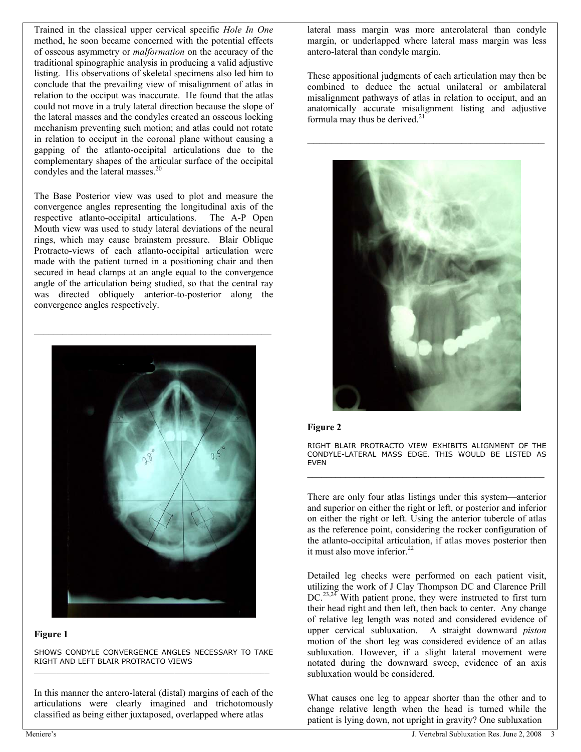Trained in the classical upper cervical specific *Hole In One* method, he soon became concerned with the potential effects of osseous asymmetry or *malformation* on the accuracy of the traditional spinographic analysis in producing a valid adjustive listing. His observations of skeletal specimens also led him to conclude that the prevailing view of misalignment of atlas in relation to the occiput was inaccurate. He found that the atlas could not move in a truly lateral direction because the slope of the lateral masses and the condyles created an osseous locking mechanism preventing such motion; and atlas could not rotate in relation to occiput in the coronal plane without causing a gapping of the atlanto-occipital articulations due to the complementary shapes of the articular surface of the occipital condyles and the lateral masses.[20]

The Base Posterior view was used to plot and measure the convergence angles representing the longitudinal axis of the respective atlanto-occipital articulations. The A-P Open Mouth view was used to study lateral deviations of the neural rings, which may cause brainstem pressure. Blair Oblique Protracto-views of each atlanto-occipital articulation were made with the patient turned in a positioning chair and then secured in head clamps at an angle equal to the convergence angle of the articulation being studied, so that the central ray was directed obliquely anterior-to-posterior along the convergence angles respectively.

**Figure 1**

SHOWS CONDYLE CONVERGENCE ANGLES NECESSARY TO TAKE RIGHT AND LEFT BLAIR PROTRACTO VIEWS

In this manner the antero-lateral (distal) margins of each of the articulations were clearly imagined and trichotomously classified as being either juxtaposed, overlapped where atlas lateral mass margin was more anterolateral than condyle margin, or underlapped where lateral mass margin was less antero-lateral than condyle margin.

These appositional judgments of each articulation may then be combined to deduce the actual unilateral or ambilateral misalignment pathways of atlas in relation to occiput, and an anatomically accurate misalignment listing and adjustive formula may thus be derived.[21]

**Figure 2**

RIGHT BLAIR PROTRACTO VIEW EXHIBITS ALIGNMENT OF THE CONDYLE-LATERAL MASS EDGE. THIS WOULD BE LISTED AS EVEN

There are only four atlas listings under this system—anterior and superior on either the right or left, or posterior and inferior on either the right or left. Using the anterior tubercle of atlas as the reference point, considering the rocker configuration of the atlanto-occipital articulation, if atlas moves posterior then it must also move inferior.[22]

Detailed leg checks were performed on each patient visit, utilizing the work of J Clay Thompson DC and Clarence Prill DC.[23,24] With patient prone, they were instructed to first turn their head right and then left, then back to center. Any change of relative leg length was noted and considered evidence of upper cervical subluxation. A straight downward *piston* motion of the short leg was considered evidence of an atlas subluxation. However, if a slight lateral movement were notated during the downward sweep, evidence of an axis subluxation would be considered.

What causes one leg to appear shorter than the other and to change relative length when the head is turned while the patient is lying down, not upright in gravity? One subluxation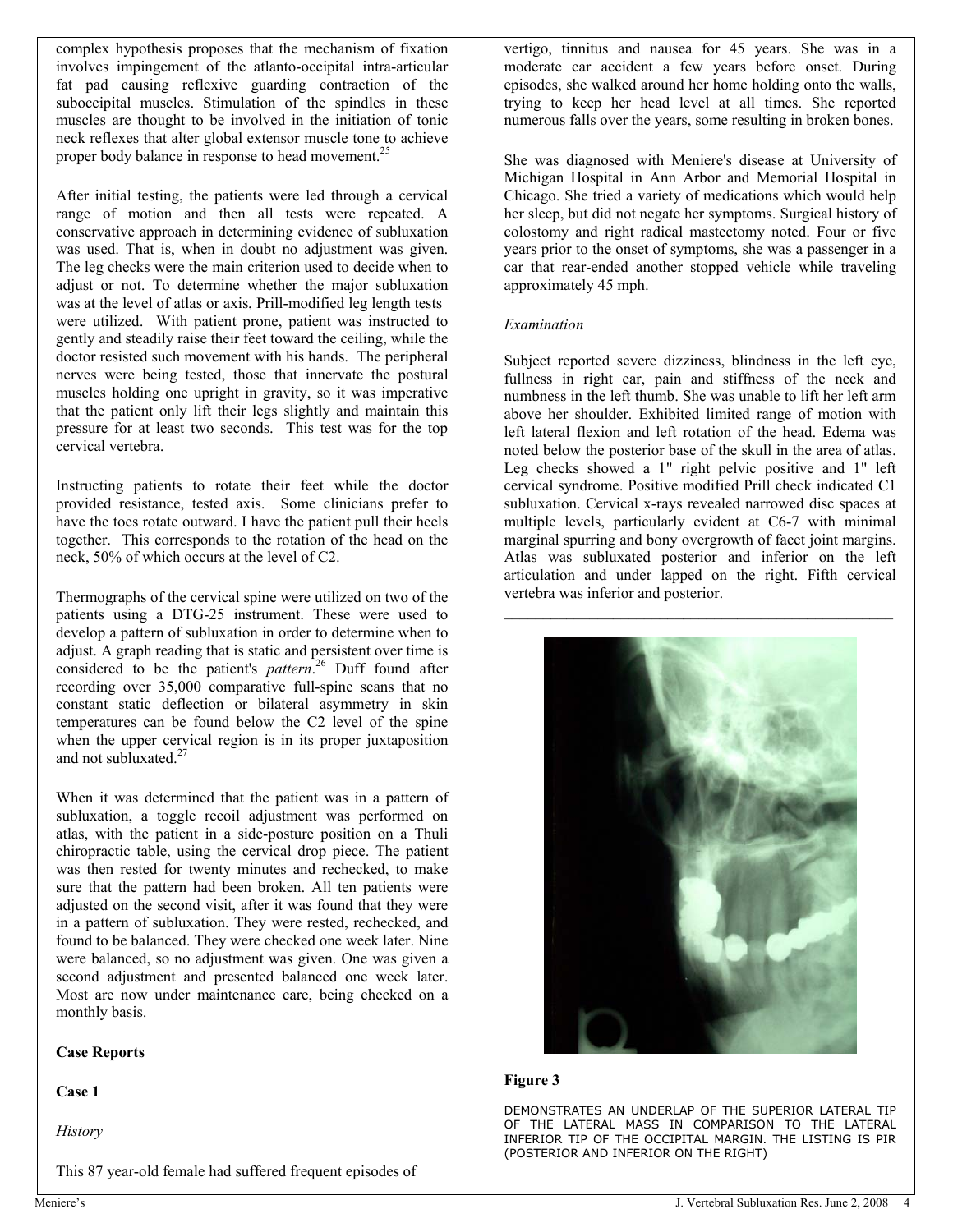complex hypothesis proposes that the mechanism of fixation involves impingement of the atlanto-occipital intra-articular fat pad causing reflexive guarding contraction of the suboccipital muscles. Stimulation of the spindles in these muscles are thought to be involved in the initiation of tonic neck reflexes that alter global extensor muscle tone to achieve proper body balance in response to head movement.[25]

After initial testing, the patients were led through a cervical range of motion and then all tests were repeated. A conservative approach in determining evidence of subluxation was used. That is, when in doubt no adjustment was given. The leg checks were the main criterion used to decide when to adjust or not. To determine whether the major subluxation was at the level of atlas or axis, Prill-modified leg length tests were utilized. With patient prone, patient was instructed to gently and steadily raise their feet toward the ceiling, while the doctor resisted such movement with his hands. The peripheral nerves were being tested, those that innervate the postural muscles holding one upright in gravity, so it was imperative that the patient only lift their legs slightly and maintain this pressure for at least two seconds. This test was for the top cervical vertebra.

Instructing patients to rotate their feet while the doctor provided resistance, tested axis. Some clinicians prefer to have the toes rotate outward. I have the patient pull their heels together. This corresponds to the rotation of the head on the neck, 50% of which occurs at the level of C2.

Thermographs of the cervical spine were utilized on two of the patients using a DTG-25 instrument. These were used to develop a pattern of subluxation in order to determine when to adjust. A graph reading that is static and persistent over time is considered to be the patient's *pattern*.[26] Duff found after recording over 35,000 comparative full-spine scans that no constant static deflection or bilateral asymmetry in skin temperatures can be found below the C2 level of the spine when the upper cervical region is in its proper juxtaposition and not subluxated.[27]

When it was determined that the patient was in a pattern of subluxation, a toggle recoil adjustment was performed on atlas, with the patient in a side-posture position on a Thuli chiropractic table, using the cervical drop piece. The patient was then rested for twenty minutes and rechecked, to make sure that the pattern had been broken. All ten patients were adjusted on the second visit, after it was found that they were in a pattern of subluxation. They were rested, rechecked, and found to be balanced. They were checked one week later. Nine were balanced, so no adjustment was given. One was given a second adjustment and presented balanced one week later. Most are now under maintenance care, being checked on a monthly basis.

**Case Reports**

**Case 1**

*History*

This 87 year-old female had suffered frequent episodes of vertigo, tinnitus and nausea for 45 years. She was in a moderate car accident a few years before onset. During episodes, she walked around her home holding onto the walls, trying to keep her head level at all times. She reported numerous falls over the years, some resulting in broken bones.

She was diagnosed with Meniere's disease at University of Michigan Hospital in Ann Arbor and Memorial Hospital in Chicago. She tried a variety of medications which would help her sleep, but did not negate her symptoms. Surgical history of colostomy and right radical mastectomy noted. Four or five years prior to the onset of symptoms, she was a passenger in a car that rear-ended another stopped vehicle while traveling approximately 45 mph.

*Examination*

Subject reported severe dizziness, blindness in the left eye, fullness in right ear, pain and stiffness of the neck and numbness in the left thumb. She was unable to lift her left arm above her shoulder. Exhibited limited range of motion with left lateral flexion and left rotation of the head. Edema was noted below the posterior base of the skull in the area of atlas. Leg checks showed a 1" right pelvic positive and 1" left cervical syndrome. Positive modified Prill check indicated C1 subluxation. Cervical x-rays revealed narrowed disc spaces at multiple levels, particularly evident at C6-7 with minimal marginal spurring and bony overgrowth of facet joint margins. Atlas was subluxated posterior and inferior on the left articulation and under lapped on the right. Fifth cervical vertebra was inferior and posterior.

**Figure 3**

DEMONSTRATES AN UNDERLAP OF THE SUPERIOR LATERAL TIP OF THE LATERAL MASS IN COMPARISON TO THE LATERAL INFERIOR TIP OF THE OCCIPITAL MARGIN. THE LISTING IS PIR (POSTERIOR AND INFERIOR ON THE RIGHT)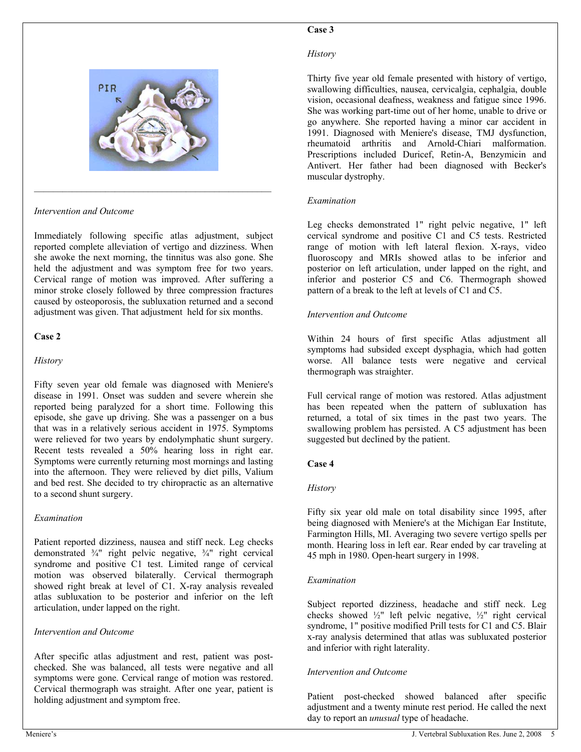### Intervention and Outcome

Immediately following specific atlas adjustment, subject reported complete alleviation of vertigo and dizziness. When she awoke the next morning, the tinnitus was also gone. She held the adjustment and was symptom free for two years. Cervical range of motion was improved. After suffering a minor stroke closely followed by three compression fractures caused by osteoporosis, the subluxation returned and a second adjustment was given. That adjustment held for six months.

## Case 2

### History

Fifty seven year old female was diagnosed with Meniere's disease in 1991. Onset was sudden and severe wherein she reported being paralyzed for a short time. Following this episode, she gave up driving. She was a passenger on a bus that was in a relatively serious accident in 1975. Symptoms were relieved for two years by endolymphatic shunt surgery. Recent tests revealed a 50% hearing loss in right ear. Symptoms were currently returning most mornings and lasting into the afternoon. They were relieved by diet pills, Valium and bed rest. She decided to try chiropractic as an alternative to a second shunt surgery.

### Examination

Patient reported dizziness, nausea and stiff neck. Leg checks demonstrated ¾" right pelvic negative, ¾" right cervical syndrome and positive C1 test. Limited range of cervical motion was observed bilaterally. Cervical thermograph showed right break at level of C1. X-ray analysis revealed atlas subluxation to be posterior and inferior on the left articulation, under lapped on the right.

### Intervention and Outcome

After specific atlas adjustment and rest, patient was post-checked. She was balanced, all tests were negative and all symptoms were gone. Cervical range of motion was restored. Cervical thermograph was straight. After one year, patient is holding adjustment and symptom free.

## Case 3

### History

Thirty five year old female presented with history of vertigo, swallowing difficulties, nausea, cervicalgia, cephalgia, double vision, occasional deafness, weakness and fatigue since 1996. She was working part-time out of her home, unable to drive or go anywhere. She reported having a minor car accident in 1991. Diagnosed with Meniere's disease, TMJ dysfunction, rheumatoid arthritis and Arnold-Chiari malformation. Prescriptions included Duricef, Retin-A, Benzymicin and Antivert. Her father had been diagnosed with Becker's muscular dystrophy.

### Examination

Leg checks demonstrated 1" right pelvic negative, 1" left cervical syndrome and positive C1 and C5 tests. Restricted range of motion with left lateral flexion. X-rays, video fluoroscopy and MRIs showed atlas to be inferior and posterior on left articulation, under lapped on the right, and inferior and posterior C5 and C6. Thermograph showed pattern of a break to the left at levels of C1 and C5.

### Intervention and Outcome

Within 24 hours of first specific Atlas adjustment all symptoms had subsided except dysphagia, which had gotten worse. All balance tests were negative and cervical thermograph was straighter.

Full cervical range of motion was restored. Atlas adjustment has been repeated when the pattern of subluxation has returned, a total of six times in the past two years. The swallowing problem has persisted. A C5 adjustment has been suggested but declined by the patient.

## Case 4

### History

Fifty six year old male on total disability since 1995, after being diagnosed with Meniere's at the Michigan Ear Institute, Farmington Hills, MI. Averaging two severe vertigo spells per month. Hearing loss in left ear. Rear ended by car traveling at 45 mph in 1980. Open-heart surgery in 1998.

### Examination

Subject reported dizziness, headache and stiff neck. Leg checks showed ½" left pelvic negative, ½" right cervical syndrome, 1" positive modified Prill tests for C1 and C5. Blair x-ray analysis determined that atlas was subluxated posterior and inferior with right laterality.

### Intervention and Outcome

Patient post-checked showed balanced after specific adjustment and a twenty minute rest period. He called the next day to report an *unusual* type of headache.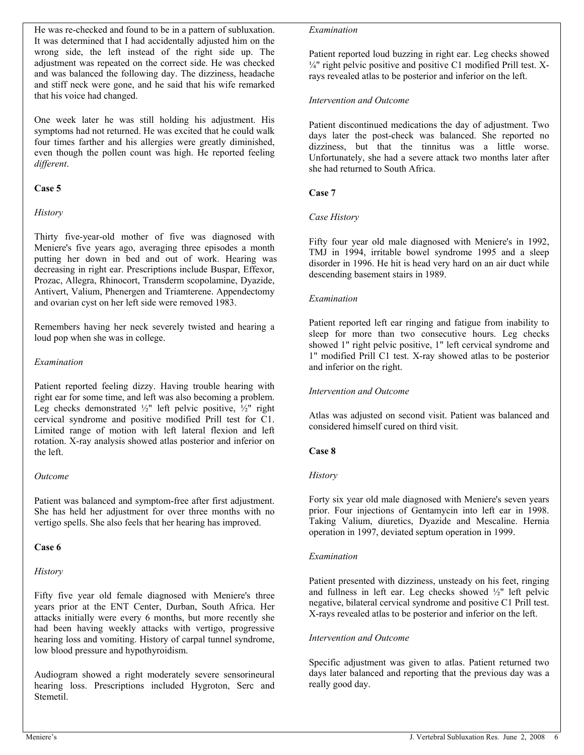He was re-checked and found to be in a pattern of subluxation. It was determined that I had accidentally adjusted him on the wrong side, the left instead of the right side up. The adjustment was repeated on the correct side. He was checked and was balanced the following day. The dizziness, headache and stiff neck were gone, and he said that his wife remarked that his voice had changed.

One week later he was still holding his adjustment. His symptoms had not returned. He was excited that he could walk four times farther and his allergies were greatly diminished, even though the pollen count was high. He reported feeling *different*.

**Case 5**

*History*

Thirty five-year-old mother of five was diagnosed with Meniere's five years ago, averaging three episodes a month putting her down in bed and out of work. Hearing was decreasing in right ear. Prescriptions include Buspar, Effexor, Prozac, Allegra, Rhinocort, Transderm scopolamine, Dyazide, Antivert, Valium, Phenergen and Triamterene. Appendectomy and ovarian cyst on her left side were removed 1983.

Remembers having her neck severely twisted and hearing a loud pop when she was in college.

*Examination*

Patient reported feeling dizzy. Having trouble hearing with right ear for some time, and left was also becoming a problem. Leg checks demonstrated ½" left pelvic positive, ½" right cervical syndrome and positive modified Prill test for C1. Limited range of motion with left lateral flexion and left rotation. X-ray analysis showed atlas posterior and inferior on the left.

*Outcome*

Patient was balanced and symptom-free after first adjustment. She has held her adjustment for over three months with no vertigo spells. She also feels that her hearing has improved.

**Case 6**

*History*

Fifty five year old female diagnosed with Meniere's three years prior at the ENT Center, Durban, South Africa. Her attacks initially were every 6 months, but more recently she had been having weekly attacks with vertigo, progressive hearing loss and vomiting. History of carpal tunnel syndrome, low blood pressure and hypothyroidism.

Audiogram showed a right moderately severe sensorineural hearing loss. Prescriptions included Hygroton, Serc and Stemetil.

*Examination*

Patient reported loud buzzing in right ear. Leg checks showed ¼" right pelvic positive and positive C1 modified Prill test. X-rays revealed atlas to be posterior and inferior on the left.

*Intervention and Outcome*

Patient discontinued medications the day of adjustment. Two days later the post-check was balanced. She reported no dizziness, but that the tinnitus was a little worse. Unfortunately, she had a severe attack two months later after she had returned to South Africa.

**Case 7**

*Case History*

Fifty four year old male diagnosed with Meniere's in 1992, TMJ in 1994, irritable bowel syndrome 1995 and a sleep disorder in 1996. He hit is head very hard on an air duct while descending basement stairs in 1989.

*Examination*

Patient reported left ear ringing and fatigue from inability to sleep for more than two consecutive hours. Leg checks showed 1" right pelvic positive, 1" left cervical syndrome and 1" modified Prill C1 test. X-ray showed atlas to be posterior and inferior on the right.

*Intervention and Outcome*

Atlas was adjusted on second visit. Patient was balanced and considered himself cured on third visit.

**Case 8**

*History*

Forty six year old male diagnosed with Meniere's seven years prior. Four injections of Gentamycin into left ear in 1998. Taking Valium, diuretics, Dyazide and Mescaline. Hernia operation in 1997, deviated septum operation in 1999.

*Examination*

Patient presented with dizziness, unsteady on his feet, ringing and fullness in left ear. Leg checks showed ½" left pelvic negative, bilateral cervical syndrome and positive C1 Prill test. X-rays revealed atlas to be posterior and inferior on the left.

*Intervention and Outcome*

Specific adjustment was given to atlas. Patient returned two days later balanced and reporting that the previous day was a really good day.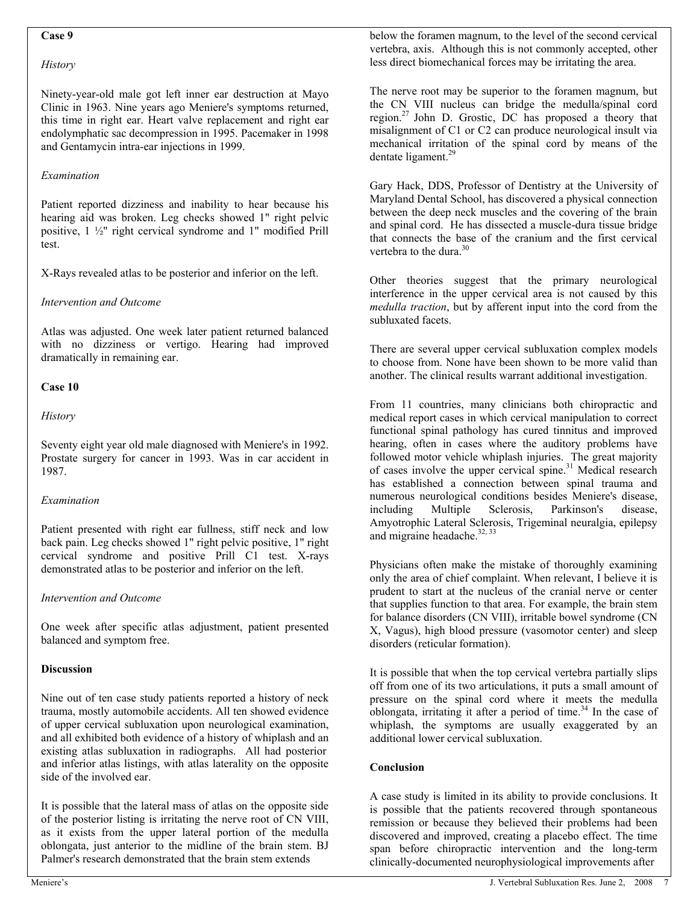### Case 9

*History*

Ninety-year-old male got left inner ear destruction at Mayo Clinic in 1963. Nine years ago Meniere's symptoms returned, this time in right ear. Heart valve replacement and right ear endolymphatic sac decompression in 1995. Pacemaker in 1998 and Gentamycin intra-ear injections in 1999.

*Examination*

Patient reported dizziness and inability to hear because his hearing aid was broken. Leg checks showed 1" right pelvic positive, 1 ½" right cervical syndrome and 1" modified Prill test.

X-Rays revealed atlas to be posterior and inferior on the left.

*Intervention and Outcome*

Atlas was adjusted. One week later patient returned balanced with no dizziness or vertigo. Hearing had improved dramatically in remaining ear.

### Case 10

*History*

Seventy eight year old male diagnosed with Meniere's in 1992. Prostate surgery for cancer in 1993. Was in car accident in 1987.

*Examination*

Patient presented with right ear fullness, stiff neck and low back pain. Leg checks showed 1" right pelvic positive, 1" right cervical syndrome and positive Prill C1 test. X-rays demonstrated atlas to be posterior and inferior on the left.

*Intervention and Outcome*

One week after specific atlas adjustment, patient presented balanced and symptom free.

## Discussion

Nine out of ten case study patients reported a history of neck trauma, mostly automobile accidents. All ten showed evidence of upper cervical subluxation upon neurological examination, and all exhibited both evidence of a history of whiplash and an existing atlas subluxation in radiographs. All had posterior and inferior atlas listings, with atlas laterality on the opposite side of the involved ear.

It is possible that the lateral mass of atlas on the opposite side of the posterior listing is irritating the nerve root of CN VIII, as it exists from the upper lateral portion of the medulla oblongata, just anterior to the midline of the brain stem. BJ Palmer's research demonstrated that the brain stem extends below the foramen magnum, to the level of the second cervical vertebra, axis. Although this is not commonly accepted, other less direct biomechanical forces may be irritating the area.

The nerve root may be superior to the foramen magnum, but the CN VIII nucleus can bridge the medulla/spinal cord region.[27] John D. Grostic, DC has proposed a theory that misalignment of C1 or C2 can produce neurological insult via mechanical irritation of the spinal cord by means of the dentate ligament.[29]

Gary Hack, DDS, Professor of Dentistry at the University of Maryland Dental School, has discovered a physical connection between the deep neck muscles and the covering of the brain and spinal cord. He has dissected a muscle-dura tissue bridge that connects the base of the cranium and the first cervical vertebra to the dura.[30]

Other theories suggest that the primary neurological interference in the upper cervical area is not caused by this *medulla traction*, but by afferent input into the cord from the subluxated facets.

There are several upper cervical subluxation complex models to choose from. None have been shown to be more valid than another. The clinical results warrant additional investigation.

From 11 countries, many clinicians both chiropractic and medical report cases in which cervical manipulation to correct functional spinal pathology has cured tinnitus and improved hearing, often in cases where the auditory problems have followed motor vehicle whiplash injuries. The great majority of cases involve the upper cervical spine.[31] Medical research has established a connection between spinal trauma and numerous neurological conditions besides Meniere's disease, including Multiple Sclerosis, Parkinson's disease, Amyotrophic Lateral Sclerosis, Trigeminal neuralgia, epilepsy and migraine headache.[32, 33]

Physicians often make the mistake of thoroughly examining only the area of chief complaint. When relevant, I believe it is prudent to start at the nucleus of the cranial nerve or center that supplies function to that area. For example, the brain stem for balance disorders (CN VIII), irritable bowel syndrome (CN X, Vagus), high blood pressure (vasomotor center) and sleep disorders (reticular formation).

It is possible that when the top cervical vertebra partially slips off from one of its two articulations, it puts a small amount of pressure on the spinal cord where it meets the medulla oblongata, irritating it after a period of time.[34] In the case of whiplash, the symptoms are usually exaggerated by an additional lower cervical subluxation.

## Conclusion

A case study is limited in its ability to provide conclusions. It is possible that the patients recovered through spontaneous remission or because they believed their problems had been discovered and improved, creating a placebo effect. The time span before chiropractic intervention and the long-term clinically-documented neurophysiological improvements after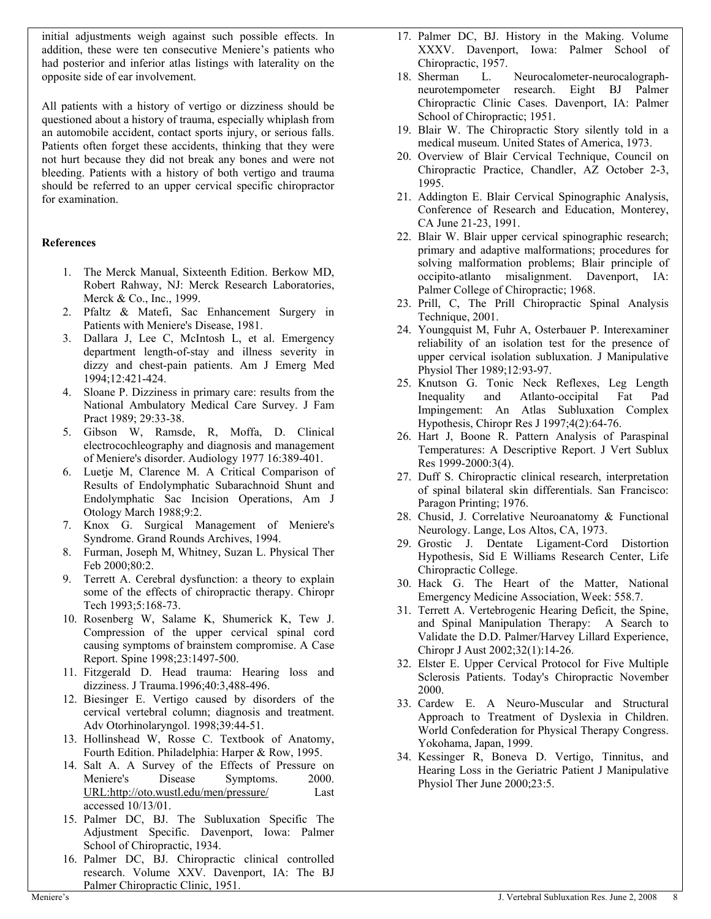initial adjustments weigh against such possible effects. In addition, these were ten consecutive Meniere's patients who had posterior and inferior atlas listings with laterality on the opposite side of ear involvement.

All patients with a history of vertigo or dizziness should be questioned about a history of trauma, especially whiplash from an automobile accident, contact sports injury, or serious falls. Patients often forget these accidents, thinking that they were not hurt because they did not break any bones and were not bleeding. Patients with a history of both vertigo and trauma should be referred to an upper cervical specific chiropractor for examination.

## References

1. The Merck Manual, Sixteenth Edition. Berkow MD, Robert Rahway, NJ: Merck Research Laboratories, Merck & Co., Inc., 1999.
2. Pfaltz & Matefi, Sac Enhancement Surgery in Patients with Meniere's Disease, 1981.
3. Dallara J, Lee C, McIntosh L, et al. Emergency department length-of-stay and illness severity in dizzy and chest-pain patients. Am J Emerg Med 1994;12:421-424.
4. Sloane P. Dizziness in primary care: results from the National Ambulatory Medical Care Survey. J Fam Pract 1989; 29:33-38.
5. Gibson W, Ramsde, R, Moffa, D. Clinical electrocochleography and diagnosis and management of Meniere's disorder. Audiology 1977 16:389-401.
6. Luetje M, Clarence M. A Critical Comparison of Results of Endolymphatic Subarachnoid Shunt and Endolymphatic Sac Incision Operations, Am J Otology March 1988;9:2.
7. Knox G. Surgical Management of Meniere's Syndrome. Grand Rounds Archives, 1994.
8. Furman, Joseph M, Whitney, Suzan L. Physical Ther Feb 2000;80:2.
9. Terrett A. Cerebral dysfunction: a theory to explain some of the effects of chiropractic therapy. Chiropr Tech 1993;5:168-73.
10. Rosenberg W, Salame K, Shumerick K, Tew J. Compression of the upper cervical spinal cord causing symptoms of brainstem compromise. A Case Report. Spine 1998;23:1497-500.
11. Fitzgerald D. Head trauma: Hearing loss and dizziness. J Trauma.1996;40:3,488-496.
12. Biesinger E. Vertigo caused by disorders of the cervical vertebral column; diagnosis and treatment. Adv Otorhinolaryngol. 1998;39:44-51.
13. Hollinshead W, Rosse C. Textbook of Anatomy, Fourth Edition. Philadelphia: Harper & Row, 1995.
14. Salt A. A Survey of the Effects of Pressure on Meniere's Disease Symptoms. 2000. URL:http://oto.wustl.edu/men/pressure/ Last accessed 10/13/01.
15. Palmer DC, BJ. The Subluxation Specific The Adjustment Specific. Davenport, Iowa: Palmer School of Chiropractic, 1934.
16. Palmer DC, BJ. Chiropractic clinical controlled research. Volume XXV. Davenport, IA: The BJ Palmer Chiropractic Clinic, 1951.
17. Palmer DC, BJ. History in the Making. Volume XXXV. Davenport, Iowa: Palmer School of Chiropractic, 1957.
18. Sherman L. Neurocalometer-neurocalograph-neurotempometer research. Eight BJ Palmer Chiropractic Clinic Cases. Davenport, IA: Palmer School of Chiropractic; 1951.
19. Blair W. The Chiropractic Story silently told in a medical museum. United States of America, 1973.
20. Overview of Blair Cervical Technique, Council on Chiropractic Practice, Chandler, AZ October 2-3, 1995.
21. Addington E. Blair Cervical Spinographic Analysis, Conference of Research and Education, Monterey, CA June 21-23, 1991.
22. Blair W. Blair upper cervical spinographic research; primary and adaptive malformations; procedures for solving malformation problems; Blair principle of occipito-atlanto misalignment. Davenport, IA: Palmer College of Chiropractic; 1968.
23. Prill, C, The Prill Chiropractic Spinal Analysis Technique, 2001.
24. Youngquist M, Fuhr A, Osterbauer P. Interexaminer reliability of an isolation test for the presence of upper cervical isolation subluxation. J Manipulative Physiol Ther 1989;12:93-97.
25. Knutson G. Tonic Neck Reflexes, Leg Length Inequality and Atlanto-occipital Fat Pad Impingement: An Atlas Subluxation Complex Hypothesis, Chiropr Res J 1997;4(2):64-76.
26. Hart J, Boone R. Pattern Analysis of Paraspinal Temperatures: A Descriptive Report. J Vert Sublux Res 1999-2000:3(4).
27. Duff S. Chiropractic clinical research, interpretation of spinal bilateral skin differentials. San Francisco: Paragon Printing; 1976.
28. Chusid, J. Correlative Neuroanatomy & Functional Neurology. Lange, Los Altos, CA, 1973.
29. Grostic J. Dentate Ligament-Cord Distortion Hypothesis, Sid E Williams Research Center, Life Chiropractic College.
30. Hack G. The Heart of the Matter, National Emergency Medicine Association, Week: 558.7.
31. Terrett A. Vertebrogenic Hearing Deficit, the Spine, and Spinal Manipulation Therapy: A Search to Validate the D.D. Palmer/Harvey Lillard Experience, Chiropr J Aust 2002;32(1):14-26.
32. Elster E. Upper Cervical Protocol for Five Multiple Sclerosis Patients. Today's Chiropractic November 2000.
33. Cardew E. A Neuro-Muscular and Structural Approach to Treatment of Dyslexia in Children. World Confederation for Physical Therapy Congress. Yokohama, Japan, 1999.
34. Kessinger R, Boneva D. Vertigo, Tinnitus, and Hearing Loss in the Geriatric Patient J Manipulative Physiol Ther June 2000;23:5.